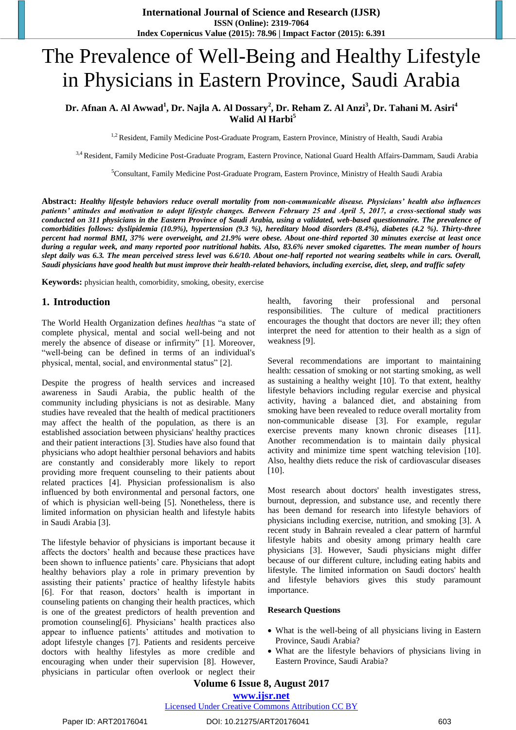# The Prevalence of Well-Being and Healthy Lifestyle in Physicians in Eastern Province, Saudi Arabia

**Dr. Afnan A. Al Awwad[1], Dr. Najla A. Al Dossary[2], Dr. Reham Z. Al Anzi[3], Dr. Tahani M. Asiri[4], Walid Al Harbi[5]**

[1,2] Resident, Family Medicine Post-Graduate Program, Eastern Province, Ministry of Health, Saudi Arabia

[3,4] Resident, Family Medicine Post-Graduate Program, Eastern Province, National Guard Health Affairs-Dammam, Saudi Arabia

[5]Consultant, Family Medicine Post-Graduate Program, Eastern Province, Ministry of Health Saudi Arabia

**Abstract:** ***Healthy lifestyle behaviors reduce overall mortality from non-communicable disease. Physicians' health also influences patients' attitudes and motivation to adopt lifestyle changes. Between February 25 and April 5, 2017, a cross-sectional study was conducted on 311 physicians in the Eastern Province of Saudi Arabia, using a validated, web-based questionnaire. The prevalence of comorbidities follows: dyslipidemia (10.9%), hypertension (9.3 %), hereditary blood disorders (8.4%), diabetes (4.2 %). Thirty-three percent had normal BMI, 37% were overweight, and 21.9% were obese. About one-third reported 30 minutes exercise at least once during a regular week, and many reported poor nutritional habits. Also, 83.6% never smoked cigarettes. The mean number of hours slept daily was 6.3. The mean perceived stress level was 6.6/10. About one-half reported not wearing seatbelts while in cars. Overall, Saudi physicians have good health but must improve their health-related behaviors, including exercise, diet, sleep, and traffic safety***

**Keywords:** physician health, comorbidity, smoking, obesity, exercise

## 1. Introduction

The World Health Organization defines *health*as "a state of complete physical, mental and social well-being and not merely the absence of disease or infirmity" [1]. Moreover, "well-being can be defined in terms of an individual's physical, mental, social, and environmental status" [2].

Despite the progress of health services and increased awareness in Saudi Arabia, the public health of the community including physicians is not as desirable. Many studies have revealed that the health of medical practitioners may affect the health of the population, as there is an established association between physicians' healthy practices and their patient interactions [3]. Studies have also found that physicians who adopt healthier personal behaviors and habits are constantly and considerably more likely to report providing more frequent counseling to their patients about related practices [4]. Physician professionalism is also influenced by both environmental and personal factors, one of which is physician well-being [5]. Nonetheless, there is limited information on physician health and lifestyle habits in Saudi Arabia [3].

The lifestyle behavior of physicians is important because it affects the doctors' health and because these practices have been shown to influence patients' care. Physicians that adopt healthy behaviors play a role in primary prevention by assisting their patients' practice of healthy lifestyle habits [6]. For that reason, doctors' health is important in counseling patients on changing their health practices, which is one of the greatest predictors of health prevention and promotion counseling[6]. Physicians' health practices also appear to influence patients' attitudes and motivation to adopt lifestyle changes [7]. Patients and residents perceive doctors with healthy lifestyles as more credible and encouraging when under their supervision [8]. However, physicians in particular often overlook or neglect their health, favoring their professional and personal responsibilities. The culture of medical practitioners encourages the thought that doctors are never ill; they often interpret the need for attention to their health as a sign of weakness [9].

Several recommendations are important to maintaining health: cessation of smoking or not starting smoking, as well as sustaining a healthy weight [10]. To that extent, healthy lifestyle behaviors including regular exercise and physical activity, having a balanced diet, and abstaining from smoking have been revealed to reduce overall mortality from non-communicable disease [3]. For example, regular exercise prevents many known chronic diseases [11]. Another recommendation is to maintain daily physical activity and minimize time spent watching television [10]. Also, healthy diets reduce the risk of cardiovascular diseases [10].

Most research about doctors' health investigates stress, burnout, depression, and substance use, and recently there has been demand for research into lifestyle behaviors of physicians including exercise, nutrition, and smoking [3]. A recent study in Bahrain revealed a clear pattern of harmful lifestyle habits and obesity among primary health care physicians [3]. However, Saudi physicians might differ because of our different culture, including eating habits and lifestyle. The limited information on Saudi doctors' health and lifestyle behaviors gives this study paramount importance.

**Research Questions**

- What is the well-being of all physicians living in Eastern Province, Saudi Arabia?
- What are the lifestyle behaviors of physicians living in Eastern Province, Saudi Arabia?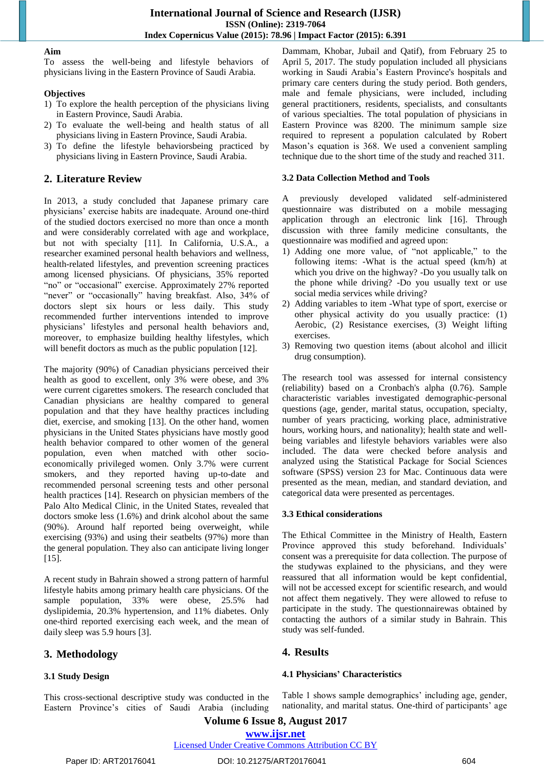**Aim**

To assess the well-being and lifestyle behaviors of physicians living in the Eastern Province of Saudi Arabia.

**Objectives**

1) To explore the health perception of the physicians living in Eastern Province, Saudi Arabia.
2) To evaluate the well-being and health status of all physicians living in Eastern Province, Saudi Arabia.
3) To define the lifestyle behaviorsbeing practiced by physicians living in Eastern Province, Saudi Arabia.

## 2. Literature Review

In 2013, a study concluded that Japanese primary care physicians' exercise habits are inadequate. Around one-third of the studied doctors exercised no more than once a month and were considerably correlated with age and workplace, but not with specialty [11]. In California, U.S.A., a researcher examined personal health behaviors and wellness, health-related lifestyles, and prevention screening practices among licensed physicians. Of physicians, 35% reported "no" or "occasional" exercise. Approximately 27% reported "never" or "occasionally" having breakfast. Also, 34% of doctors slept six hours or less daily. This study recommended further interventions intended to improve physicians' lifestyles and personal health behaviors and, moreover, to emphasize building healthy lifestyles, which will benefit doctors as much as the public population [12].

The majority (90%) of Canadian physicians perceived their health as good to excellent, only 3% were obese, and 3% were current cigarettes smokers. The research concluded that Canadian physicians are healthy compared to general population and that they have healthy practices including diet, exercise, and smoking [13]. On the other hand, women physicians in the United States physicians have mostly good health behavior compared to other women of the general population, even when matched with other socio-economically privileged women. Only 3.7% were current smokers, and they reported having up-to-date and recommended personal screening tests and other personal health practices [14]. Research on physician members of the Palo Alto Medical Clinic, in the United States, revealed that doctors smoke less (1.6%) and drink alcohol about the same (90%). Around half reported being overweight, while exercising (93%) and using their seatbelts (97%) more than the general population. They also can anticipate living longer [15].

A recent study in Bahrain showed a strong pattern of harmful lifestyle habits among primary health care physicians. Of the sample population, 33% were obese, 25.5% had dyslipidemia, 20.3% hypertension, and 11% diabetes. Only one-third reported exercising each week, and the mean of daily sleep was 5.9 hours [3].

## 3. Methodology

### 3.1 Study Design

This cross-sectional descriptive study was conducted in the Eastern Province's cities of Saudi Arabia (including Dammam, Khobar, Jubail and Qatif), from February 25 to April 5, 2017. The study population included all physicians working in Saudi Arabia's Eastern Province's hospitals and primary care centers during the study period. Both genders, male and female physicians, were included, including general practitioners, residents, specialists, and consultants of various specialties. The total population of physicians in Eastern Province was 8200. The minimum sample size required to represent a population calculated by Robert Mason's equation is 368. We used a convenient sampling technique due to the short time of the study and reached 311.

### 3.2 Data Collection Method and Tools

A previously developed validated self-administered questionnaire was distributed on a mobile messaging application through an electronic link [16]. Through discussion with three family medicine consultants, the questionnaire was modified and agreed upon:

1) Adding one more value, of "not applicable," to the following items: -What is the actual speed (km/h) at which you drive on the highway? -Do you usually talk on the phone while driving? -Do you usually text or use social media services while driving?
2) Adding variables to item -What type of sport, exercise or other physical activity do you usually practice: (1) Aerobic, (2) Resistance exercises, (3) Weight lifting exercises.
3) Removing two question items (about alcohol and illicit drug consumption).

The research tool was assessed for internal consistency (reliability) based on a Cronbach's alpha (0.76). Sample characteristic variables investigated demographic-personal questions (age, gender, marital status, occupation, specialty, number of years practicing, working place, administrative hours, working hours, and nationality); health state and well-being variables and lifestyle behaviors variables were also included. The data were checked before analysis and analyzed using the Statistical Package for Social Sciences software (SPSS) version 23 for Mac. Continuous data were presented as the mean, median, and standard deviation, and categorical data were presented as percentages.

### 3.3 Ethical considerations

The Ethical Committee in the Ministry of Health, Eastern Province approved this study beforehand. Individuals' consent was a prerequisite for data collection. The purpose of the studywas explained to the physicians, and they were reassured that all information would be kept confidential, will not be accessed except for scientific research, and would not affect them negatively. They were allowed to refuse to participate in the study. The questionnairewas obtained by contacting the authors of a similar study in Bahrain. This study was self-funded.

## 4. Results

### 4.1 Physicians' Characteristics

Table 1 shows sample demographics' including age, gender, nationality, and marital status. One-third of participants' age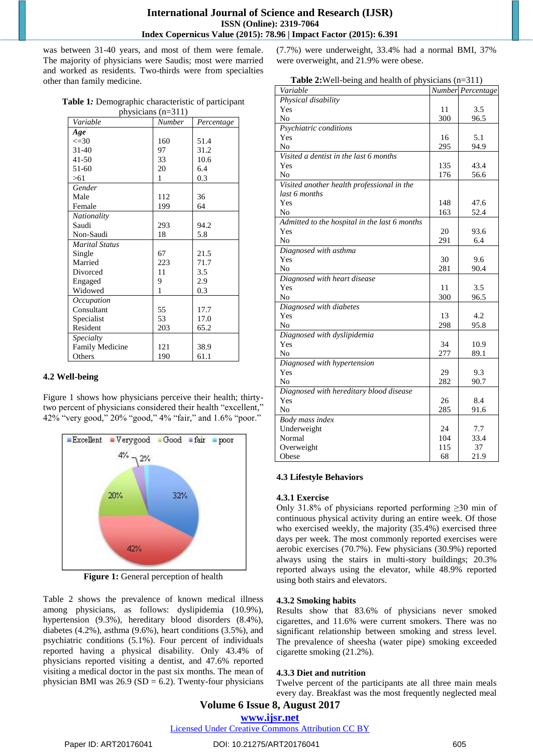was between 31-40 years, and most of them were female. The majority of physicians were Saudis; most were married and worked as residents. Two-thirds were from specialties other than family medicine.

**Table 1:** Demographic characteristic of participant physicians (n=311)

| *Variable* | *Number* | *Percentage* |
|---|---|---|
| ***Age*** | | |
| <=30 | 160 | 51.4 |
| 31-40 | 97 | 31.2 |
| 41-50 | 33 | 10.6 |
| 51-60 | 20 | 6.4 |
| >61 | 1 | 0.3 |
| *Gender* | | |
| Male | 112 | 36 |
| Female | 199 | 64 |
| *Nationality* | | |
| Saudi | 293 | 94.2 |
| Non-Saudi | 18 | 5.8 |
| *Marital Status* | | |
| Single | 67 | 21.5 |
| Married | 223 | 71.7 |
| Divorced | 11 | 3.5 |
| Engaged | 9 | 2.9 |
| Widowed | 1 | 0.3 |
| *Occupation* | | |
| Consultant | 55 | 17.7 |
| Specialist | 53 | 17.0 |
| Resident | 203 | 65.2 |
| *Specialty* | | |
| Family Medicine | 121 | 38.9 |
| Others | 190 | 61.1 |

### 4.2 Well-being

Figure 1 shows how physicians perceive their health; thirty-two percent of physicians considered their health "excellent," 42% "very good," 20% "good," 4% "fair," and 1.6% "poor."

**Figure 1:** General perception of health

Table 2 shows the prevalence of known medical illness among physicians, as follows: dyslipidemia (10.9%), hypertension (9.3%), hereditary blood disorders (8.4%), diabetes (4.2%), asthma (9.6%), heart conditions (3.5%), and psychiatric conditions (5.1%). Four percent of individuals reported having a physical disability. Only 43.4% of physicians reported visiting a dentist, and 47.6% reported visiting a medical doctor in the past six months. The mean of physician BMI was 26.9 (SD = 6.2). Twenty-four physicians (7.7%) were underweight, 33.4% had a normal BMI, 37% were overweight, and 21.9% were obese.

**Table 2:** Well-being and health of physicians (n=311)

| *Variable* | *Number* | *Percentage* |
|---|---|---|
| *Physical disability* | | |
| Yes | 11 | 3.5 |
| No | 300 | 96.5 |
| *Psychiatric conditions* | | |
| Yes | 16 | 5.1 |
| No | 295 | 94.9 |
| *Visited a dentist in the last 6 months* | | |
| Yes | 135 | 43.4 |
| No | 176 | 56.6 |
| *Visited another health professional in the last 6 months* | | |
| Yes | 148 | 47.6 |
| No | 163 | 52.4 |
| *Admitted to the hospital in the last 6 months* | | |
| Yes | 20 | 93.6 |
| No | 291 | 6.4 |
| *Diagnosed with asthma* | | |
| Yes | 30 | 9.6 |
| No | 281 | 90.4 |
| *Diagnosed with heart disease* | | |
| Yes | 11 | 3.5 |
| No | 300 | 96.5 |
| *Diagnosed with diabetes* | | |
| Yes | 13 | 4.2 |
| No | 298 | 95.8 |
| *Diagnosed with dyslipidemia* | | |
| Yes | 34 | 10.9 |
| No | 277 | 89.1 |
| *Diagnosed with hypertension* | | |
| Yes | 29 | 9.3 |
| No | 282 | 90.7 |
| *Diagnosed with hereditary blood disease* | | |
| Yes | 26 | 8.4 |
| No | 285 | 91.6 |
| *Body mass index* | | |
| Underweight | 24 | 7.7 |
| Normal | 104 | 33.4 |
| Overweight | 115 | 37 |
| Obese | 68 | 21.9 |

### 4.3 Lifestyle Behaviors

#### 4.3.1 Exercise

Only 31.8% of physicians reported performing ≥30 min of continuous physical activity during an entire week. Of those who exercised weekly, the majority (35.4%) exercised three days per week. The most commonly reported exercises were aerobic exercises (70.7%). Few physicians (30.9%) reported always using the stairs in multi-story buildings; 20.3% reported always using the elevator, while 48.9% reported using both stairs and elevators.

#### 4.3.2 Smoking habits

Results show that 83.6% of physicians never smoked cigarettes, and 11.6% were current smokers. There was no significant relationship between smoking and stress level. The prevalence of sheesha (water pipe) smoking exceeded cigarette smoking (21.2%).

#### 4.3.3 Diet and nutrition

Twelve percent of the participants ate all three main meals every day. Breakfast was the most frequently neglected meal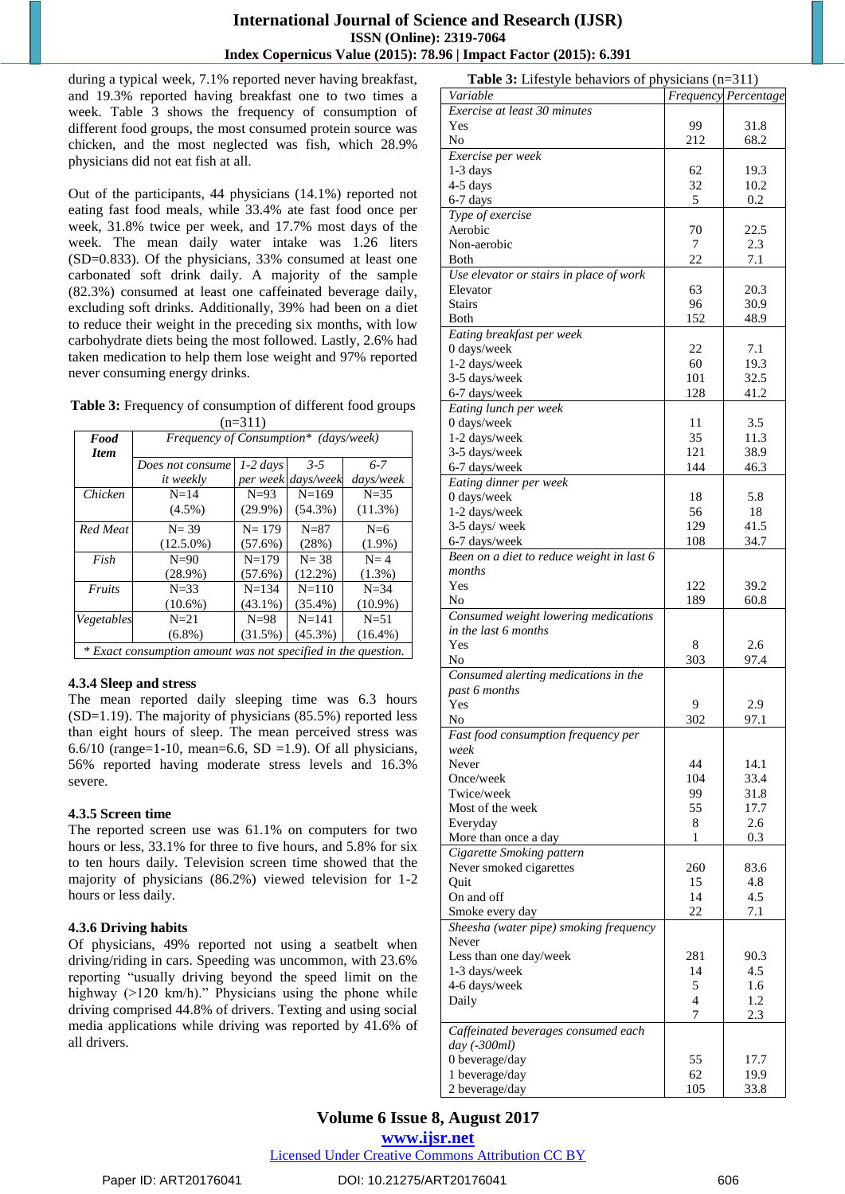during a typical week, 7.1% reported never having breakfast, and 19.3% reported having breakfast one to two times a week. Table 3 shows the frequency of consumption of different food groups, the most consumed protein source was chicken, and the most neglected was fish, which 28.9% physicians did not eat fish at all.

Out of the participants, 44 physicians (14.1%) reported not eating fast food meals, while 33.4% ate fast food once per week, 31.8% twice per week, and 17.7% most days of the week. The mean daily water intake was 1.26 liters (SD=0.833). Of the physicians, 33% consumed at least one carbonated soft drink daily. A majority of the sample (82.3%) consumed at least one caffeinated beverage daily, excluding soft drinks. Additionally, 39% had been on a diet to reduce their weight in the preceding six months, with low carbohydrate diets being the most followed. Lastly, 2.6% had taken medication to help them lose weight and 97% reported never consuming energy drinks.

**Table 3:** Frequency of consumption of different food groups (n=311)

| *Food Item* | *Frequency of Consumption\* (days/week)* | | | |
|---|---|---|---|---|
| | *Does not consume it weekly* | *1-2 days per week* | *3-5 days/week* | *6-7 days/week* |
| *Chicken* | N=14 (4.5%) | N=93 (29.9%) | N=169 (54.3%) | N=35 (11.3%) |
| *Red Meat* | N= 39 (12.5.0%) | N= 179 (57.6%) | N=87 (28%) | N=6 (1.9%) |
| *Fish* | N=90 (28.9%) | N=179 (57.6%) | N= 38 (12.2%) | N= 4 (1.3%) |
| *Fruits* | N=33 (10.6%) | N=134 (43.1%) | N=110 (35.4%) | N=34 (10.9%) |
| *Vegetables* | N=21 (6.8%) | N=98 (31.5%) | N=141 (45.3%) | N=51 (16.4%) |

*\* Exact consumption amount was not specified in the question.*

### 4.3.4 Sleep and stress

The mean reported daily sleeping time was 6.3 hours (SD=1.19). The majority of physicians (85.5%) reported less than eight hours of sleep. The mean perceived stress was 6.6/10 (range=1-10, mean=6.6, SD =1.9). Of all physicians, 56% reported having moderate stress levels and 16.3% severe.

### 4.3.5 Screen time

The reported screen use was 61.1% on computers for two hours or less, 33.1% for three to five hours, and 5.8% for six to ten hours daily. Television screen time showed that the majority of physicians (86.2%) viewed television for 1-2 hours or less daily.

### 4.3.6 Driving habits

Of physicians, 49% reported not using a seatbelt when driving/riding in cars. Speeding was uncommon, with 23.6% reporting "usually driving beyond the speed limit on the highway (>120 km/h)." Physicians using the phone while driving comprised 44.8% of drivers. Texting and using social media applications while driving was reported by 41.6% of all drivers.

**Table 3:** Lifestyle behaviors of physicians (n=311)

| *Variable* | *Frequency* | *Percentage* |
|---|---|---|
| *Exercise at least 30 minutes* | | |
| Yes | 99 | 31.8 |
| No | 212 | 68.2 |
| *Exercise per week* | | |
| 1-3 days | 62 | 19.3 |
| 4-5 days | 32 | 10.2 |
| 6-7 days | 5 | 0.2 |
| *Type of exercise* | | |
| Aerobic | 70 | 22.5 |
| Non-aerobic | 7 | 2.3 |
| Both | 22 | 7.1 |
| *Use elevator or stairs in place of work* | | |
| Elevator | 63 | 20.3 |
| Stairs | 96 | 30.9 |
| Both | 152 | 48.9 |
| *Eating breakfast per week* | | |
| 0 days/week | 22 | 7.1 |
| 1-2 days/week | 60 | 19.3 |
| 3-5 days/week | 101 | 32.5 |
| 6-7 days/week | 128 | 41.2 |
| *Eating lunch per week* | | |
| 0 days/week | 11 | 3.5 |
| 1-2 days/week | 35 | 11.3 |
| 3-5 days/week | 121 | 38.9 |
| 6-7 days/week | 144 | 46.3 |
| *Eating dinner per week* | | |
| 0 days/week | 18 | 5.8 |
| 1-2 days/week | 56 | 18 |
| 3-5 days/ week | 129 | 41.5 |
| 6-7 days/week | 108 | 34.7 |
| *Been on a diet to reduce weight in last 6 months* | | |
| Yes | 122 | 39.2 |
| No | 189 | 60.8 |
| *Consumed weight lowering medications in the last 6 months* | | |
| Yes | 8 | 2.6 |
| No | 303 | 97.4 |
| *Consumed alerting medications in the past 6 months* | | |
| Yes | 9 | 2.9 |
| No | 302 | 97.1 |
| *Fast food consumption frequency per week* | | |
| Never | 44 | 14.1 |
| Once/week | 104 | 33.4 |
| Twice/week | 99 | 31.8 |
| Most of the week | 55 | 17.7 |
| Everyday | 8 | 2.6 |
| More than once a day | 1 | 0.3 |
| *Cigarette Smoking pattern* | | |
| Never smoked cigarettes | 260 | 83.6 |
| Quit | 15 | 4.8 |
| On and off | 14 | 4.5 |
| Smoke every day | 22 | 7.1 |
| *Sheesha (water pipe) smoking frequency* | | |
| Never | | |
| Less than one day/week | 281 | 90.3 |
| 1-3 days/week | 14 | 4.5 |
| 4-6 days/week | 5 | 1.6 |
| Daily | 4 | 1.2 |
| | 7 | 2.3 |
| *Caffeinated beverages consumed each day (-300ml)* | | |
| 0 beverage/day | 55 | 17.7 |
| 1 beverage/day | 62 | 19.9 |
| 2 beverage/day | 105 | 33.8 |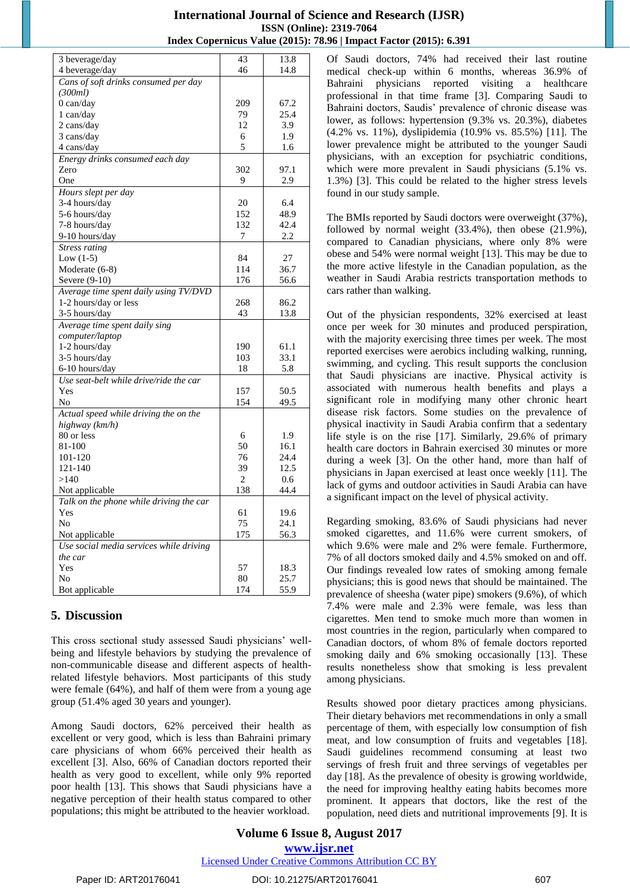| | | |
|---|---|---|
| 3 beverage/day | 43 | 13.8 |
| 4 beverage/day | 46 | 14.8 |
| *Cans of soft drinks consumed per day (300ml)* | | |
| 0 can/day | 209 | 67.2 |
| 1 can/day | 79 | 25.4 |
| 2 cans/day | 12 | 3.9 |
| 3 cans/day | 6 | 1.9 |
| 4 cans/day | 5 | 1.6 |
| *Energy drinks consumed each day* | | |
| Zero | 302 | 97.1 |
| One | 9 | 2.9 |
| *Hours slept per day* | | |
| 3-4 hours/day | 20 | 6.4 |
| 5-6 hours/day | 152 | 48.9 |
| 7-8 hours/day | 132 | 42.4 |
| 9-10 hours/day | 7 | 2.2 |
| *Stress rating* | | |
| Low (1-5) | 84 | 27 |
| Moderate (6-8) | 114 | 36.7 |
| Severe (9-10) | 176 | 56.6 |
| *Average time spent daily using TV/DVD* | | |
| 1-2 hours/day or less | 268 | 86.2 |
| 3-5 hours/day | 43 | 13.8 |
| *Average time spent daily sing computer/laptop* | | |
| 1-2 hours/day | 190 | 61.1 |
| 3-5 hours/day | 103 | 33.1 |
| 6-10 hours/day | 18 | 5.8 |
| *Use seat-belt while drive/ride the car* | | |
| Yes | 157 | 50.5 |
| No | 154 | 49.5 |
| *Actual speed while driving the on the highway (km/h)* | | |
| 80 or less | 6 | 1.9 |
| 81-100 | 50 | 16.1 |
| 101-120 | 76 | 24.4 |
| 121-140 | 39 | 12.5 |
| >140 | 2 | 0.6 |
| Not applicable | 138 | 44.4 |
| *Talk on the phone while driving the car* | | |
| Yes | 61 | 19.6 |
| No | 75 | 24.1 |
| Not applicable | 175 | 56.3 |
| *Use social media services while driving the car* | | |
| Yes | 57 | 18.3 |
| No | 80 | 25.7 |
| Bot applicable | 174 | 55.9 |

## 5. Discussion

This cross sectional study assessed Saudi physicians' well-being and lifestyle behaviors by studying the prevalence of non-communicable disease and different aspects of health-related lifestyle behaviors. Most participants of this study were female (64%), and half of them were from a young age group (51.4% aged 30 years and younger).

Among Saudi doctors, 62% perceived their health as excellent or very good, which is less than Bahraini primary care physicians of whom 66% perceived their health as excellent [3]. Also, 66% of Canadian doctors reported their health as very good to excellent, while only 9% reported poor health [13]. This shows that Saudi physicians have a negative perception of their health status compared to other populations; this might be attributed to the heavier workload.

Of Saudi doctors, 74% had received their last routine medical check-up within 6 months, whereas 36.9% of Bahraini physicians reported visiting a healthcare professional in that time frame [3]. Comparing Saudi to Bahraini doctors, Saudis' prevalence of chronic disease was lower, as follows: hypertension (9.3% vs. 20.3%), diabetes (4.2% vs. 11%), dyslipidemia (10.9% vs. 85.5%) [11]. The lower prevalence might be attributed to the younger Saudi physicians, with an exception for psychiatric conditions, which were more prevalent in Saudi physicians (5.1% vs. 1.3%) [3]. This could be related to the higher stress levels found in our study sample.

The BMIs reported by Saudi doctors were overweight (37%), followed by normal weight (33.4%), then obese (21.9%), compared to Canadian physicians, where only 8% were obese and 54% were normal weight [13]. This may be due to the more active lifestyle in the Canadian population, as the weather in Saudi Arabia restricts transportation methods to cars rather than walking.

Out of the physician respondents, 32% exercised at least once per week for 30 minutes and produced perspiration, with the majority exercising three times per week. The most reported exercises were aerobics including walking, running, swimming, and cycling. This result supports the conclusion that Saudi physicians are inactive. Physical activity is associated with numerous health benefits and plays a significant role in modifying many other chronic heart disease risk factors. Some studies on the prevalence of physical inactivity in Saudi Arabia confirm that a sedentary life style is on the rise [17]. Similarly, 29.6% of primary health care doctors in Bahrain exercised 30 minutes or more during a week [3]. On the other hand, more than half of physicians in Japan exercised at least once weekly [11]. The lack of gyms and outdoor activities in Saudi Arabia can have a significant impact on the level of physical activity.

Regarding smoking, 83.6% of Saudi physicians had never smoked cigarettes, and 11.6% were current smokers, of which 9.6% were male and 2% were female. Furthermore, 7% of all doctors smoked daily and 4.5% smoked on and off. Our findings revealed low rates of smoking among female physicians; this is good news that should be maintained. The prevalence of sheesha (water pipe) smokers (9.6%), of which 7.4% were male and 2.3% were female, was less than cigarettes. Men tend to smoke much more than women in most countries in the region, particularly when compared to Canadian doctors, of whom 8% of female doctors reported smoking daily and 6% smoking occasionally [13]. These results nonetheless show that smoking is less prevalent among physicians.

Results showed poor dietary practices among physicians. Their dietary behaviors met recommendations in only a small percentage of them, with especially low consumption of fish meat, and low consumption of fruits and vegetables [18]. Saudi guidelines recommend consuming at least two servings of fresh fruit and three servings of vegetables per day [18]. As the prevalence of obesity is growing worldwide, the need for improving healthy eating habits becomes more prominent. It appears that doctors, like the rest of the population, need diets and nutritional improvements [9]. It is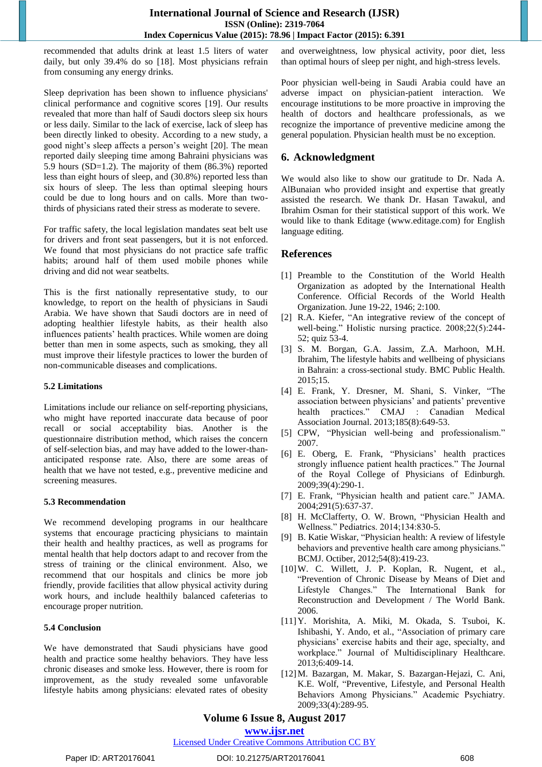recommended that adults drink at least 1.5 liters of water daily, but only 39.4% do so [18]. Most physicians refrain from consuming any energy drinks.

Sleep deprivation has been shown to influence physicians' clinical performance and cognitive scores [19]. Our results revealed that more than half of Saudi doctors sleep six hours or less daily. Similar to the lack of exercise, lack of sleep has been directly linked to obesity. According to a new study, a good night's sleep affects a person's weight [20]. The mean reported daily sleeping time among Bahraini physicians was 5.9 hours (SD=1.2). The majority of them (86.3%) reported less than eight hours of sleep, and (30.8%) reported less than six hours of sleep. The less than optimal sleeping hours could be due to long hours and on calls. More than two-thirds of physicians rated their stress as moderate to severe.

For traffic safety, the local legislation mandates seat belt use for drivers and front seat passengers, but it is not enforced. We found that most physicians do not practice safe traffic habits; around half of them used mobile phones while driving and did not wear seatbelts.

This is the first nationally representative study, to our knowledge, to report on the health of physicians in Saudi Arabia. We have shown that Saudi doctors are in need of adopting healthier lifestyle habits, as their health also influences patients' health practices. While women are doing better than men in some aspects, such as smoking, they all must improve their lifestyle practices to lower the burden of non-communicable diseases and complications.

### 5.2 Limitations

Limitations include our reliance on self-reporting physicians, who might have reported inaccurate data because of poor recall or social acceptability bias. Another is the questionnaire distribution method, which raises the concern of self-selection bias, and may have added to the lower-than-anticipated response rate. Also, there are some areas of health that we have not tested, e.g., preventive medicine and screening measures.

### 5.3 Recommendation

We recommend developing programs in our healthcare systems that encourage practicing physicians to maintain their health and healthy practices, as well as programs for mental health that help doctors adapt to and recover from the stress of training or the clinical environment. Also, we recommend that our hospitals and clinics be more job friendly, provide facilities that allow physical activity during work hours, and include healthily balanced cafeterias to encourage proper nutrition.

### 5.4 Conclusion

We have demonstrated that Saudi physicians have good health and practice some healthy behaviors. They have less chronic diseases and smoke less. However, there is room for improvement, as the study revealed some unfavorable lifestyle habits among physicians: elevated rates of obesity and overweightness, low physical activity, poor diet, less than optimal hours of sleep per night, and high-stress levels.

Poor physician well-being in Saudi Arabia could have an adverse impact on physician-patient interaction. We encourage institutions to be more proactive in improving the health of doctors and healthcare professionals, as we recognize the importance of preventive medicine among the general population. Physician health must be no exception.

## 6. Acknowledgment

We would also like to show our gratitude to Dr. Nada A. AlBunaian who provided insight and expertise that greatly assisted the research. We thank Dr. Hasan Tawakul, and Ibrahim Osman for their statistical support of this work. We would like to thank Editage (www.editage.com) for English language editing.

## References

[1] Preamble to the Constitution of the World Health Organization as adopted by the International Health Conference. Official Records of the World Health Organization. June 19-22, 1946; 2:100.

[2] R.A. Kiefer, "An integrative review of the concept of well-being." Holistic nursing practice. 2008;22(5):244-52; quiz 53-4.

[3] S. M. Borgan, G.A. Jassim, Z.A. Marhoon, M.H. Ibrahim, The lifestyle habits and wellbeing of physicians in Bahrain: a cross-sectional study. BMC Public Health. 2015;15.

[4] E. Frank, Y. Dresner, M. Shani, S. Vinker, "The association between physicians' and patients' preventive health practices." CMAJ : Canadian Medical Association Journal. 2013;185(8):649-53.

[5] CPW, "Physician well-being and professionalism." 2007.

[6] E. Oberg, E. Frank, "Physicians' health practices strongly influence patient health practices." The Journal of the Royal College of Physicians of Edinburgh. 2009;39(4):290-1.

[7] E. Frank, "Physician health and patient care." JAMA. 2004;291(5):637-37.

[8] H. McClafferty, O. W. Brown, "Physician Health and Wellness." Pediatrics. 2014;134:830-5.

[9] B. Katie Wiskar, "Physician health: A review of lifestyle behaviors and preventive health care among physicians." BCMJ. Octiber, 2012;54(8):419-23.

[10] W. C. Willett, J. P. Koplan, R. Nugent, et al., "Prevention of Chronic Disease by Means of Diet and Lifestyle Changes." The International Bank for Reconstruction and Development / The World Bank. 2006.

[11] Y. Morishita, A. Miki, M. Okada, S. Tsuboi, K. Ishibashi, Y. Ando, et al., "Association of primary care physicians' exercise habits and their age, specialty, and workplace." Journal of Multidisciplinary Healthcare. 2013;6:409-14.

[12] M. Bazargan, M. Makar, S. Bazargan-Hejazi, C. Ani, K.E. Wolf, "Preventive, Lifestyle, and Personal Health Behaviors Among Physicians." Academic Psychiatry. 2009;33(4):289-95.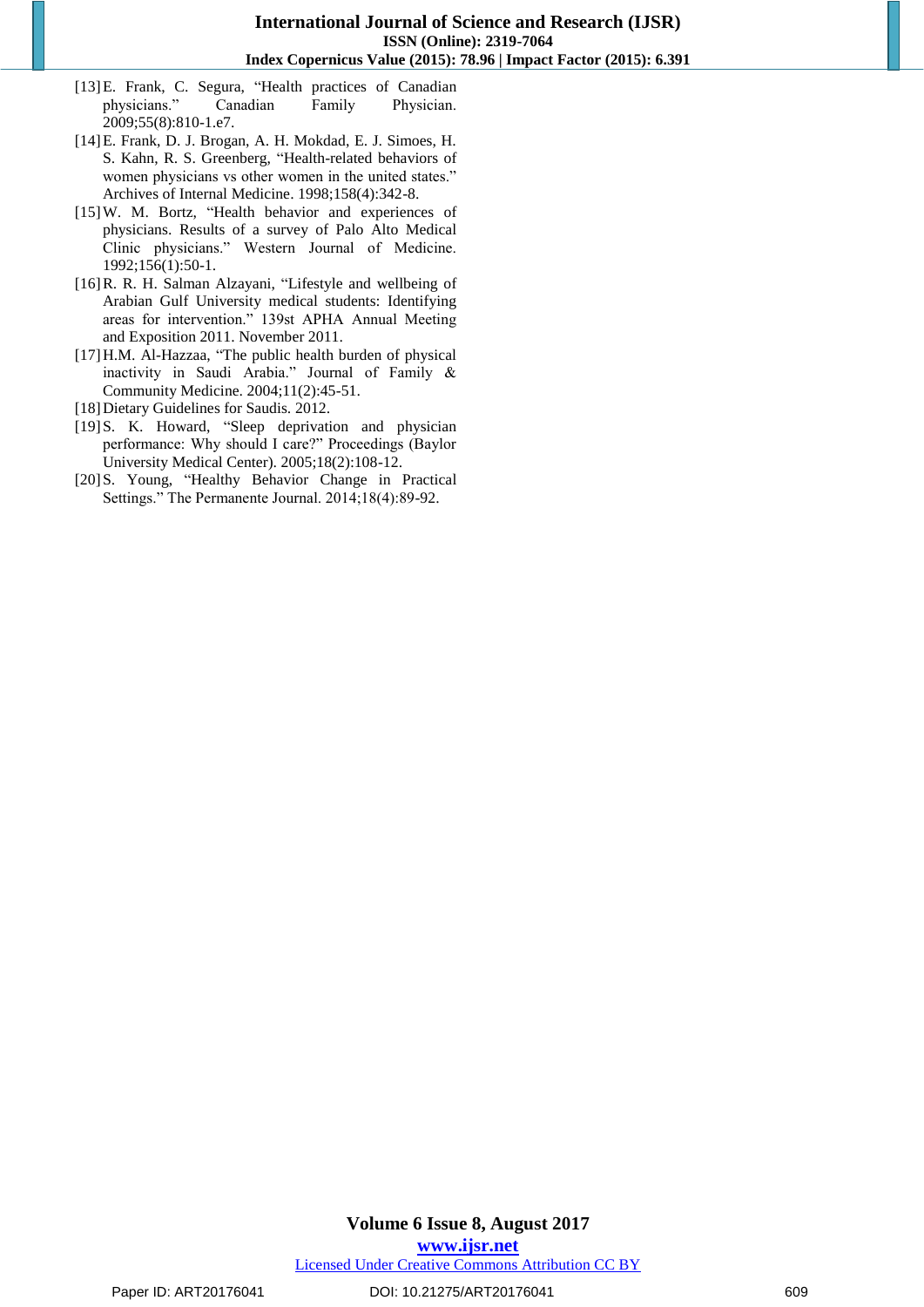[13] E. Frank, C. Segura, "Health practices of Canadian physicians." Canadian Family Physician. 2009;55(8):810-1.e7.

[14] E. Frank, D. J. Brogan, A. H. Mokdad, E. J. Simoes, H. S. Kahn, R. S. Greenberg, "Health-related behaviors of women physicians vs other women in the united states." Archives of Internal Medicine. 1998;158(4):342-8.

[15] W. M. Bortz, "Health behavior and experiences of physicians. Results of a survey of Palo Alto Medical Clinic physicians." Western Journal of Medicine. 1992;156(1):50-1.

[16] R. R. H. Salman Alzayani, "Lifestyle and wellbeing of Arabian Gulf University medical students: Identifying areas for intervention." 139st APHA Annual Meeting and Exposition 2011. November 2011.

[17] H.M. Al-Hazzaa, "The public health burden of physical inactivity in Saudi Arabia." Journal of Family & Community Medicine. 2004;11(2):45-51.

[18] Dietary Guidelines for Saudis. 2012.

[19] S. K. Howard, "Sleep deprivation and physician performance: Why should I care?" Proceedings (Baylor University Medical Center). 2005;18(2):108-12.

[20] S. Young, "Healthy Behavior Change in Practical Settings." The Permanente Journal. 2014;18(4):89-92.